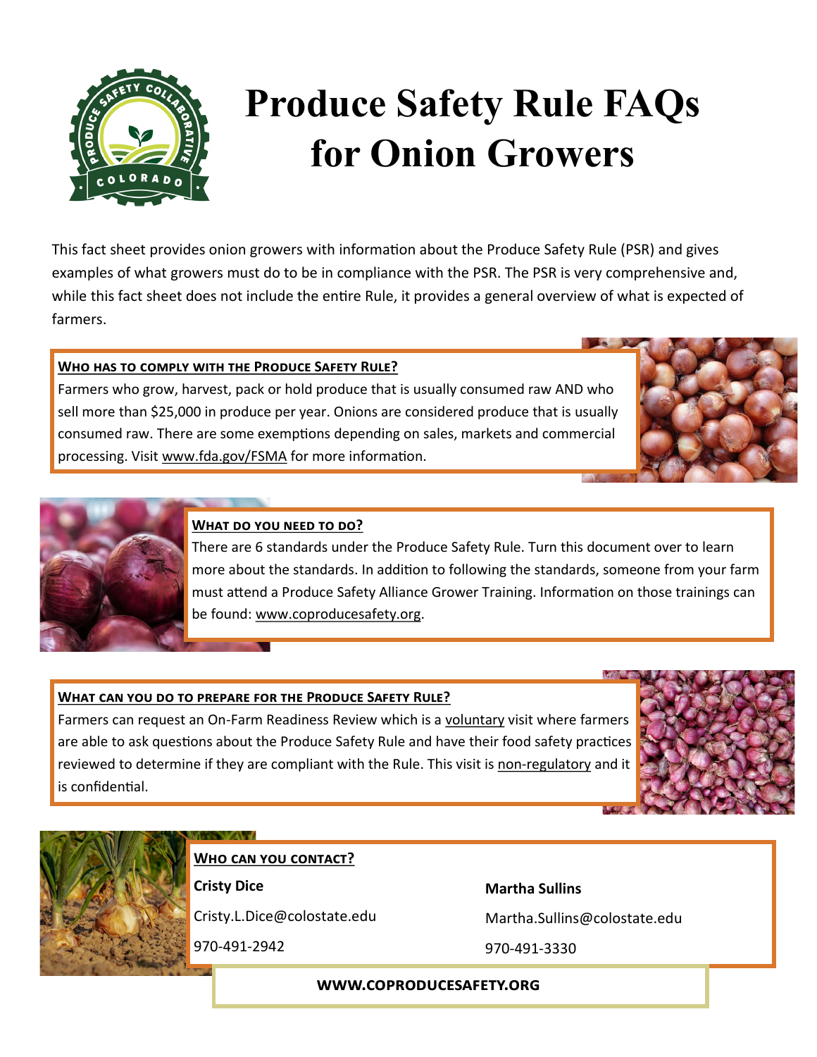# Produce Safety Rule FAQs for Onion Growers

This fact sheet provides onion growers with information about the Produce Safety Rule (PSR) and gives examples of what growers must do to be in compliance with the PSR. The PSR is very comprehensive and, while this fact sheet does not include the entire Rule, it provides a general overview of what is expected of farmers.

## Who has to comply with the Produce Safety Rule?

Farmers who grow, harvest, pack or hold produce that is usually consumed raw AND who sell more than $25,000 in produce per year. Onions are considered produce that is usually consumed raw. There are some exemptions depending on sales, markets and commercial processing. Visit www.fda.gov/FSMA for more information.

## What do you need to do?

There are 6 standards under the Produce Safety Rule. Turn this document over to learn more about the standards. In addition to following the standards, someone from your farm must attend a Produce Safety Alliance Grower Training. Information on those trainings can be found: www.coproducesafety.org.

## What can you do to prepare for the Produce Safety Rule?

Farmers can request an On-Farm Readiness Review which is a voluntary visit where farmers are able to ask questions about the Produce Safety Rule and have their food safety practices reviewed to determine if they are compliant with the Rule. This visit is non-regulatory and it is confidential.

## Who can you contact?

**Cristy Dice**

Cristy.L.Dice@colostate.edu

970-491-2942

**Martha Sullins**

Martha.Sullins@colostate.edu

970-491-3330

**WWW.COPRODUCESAFETY.ORG**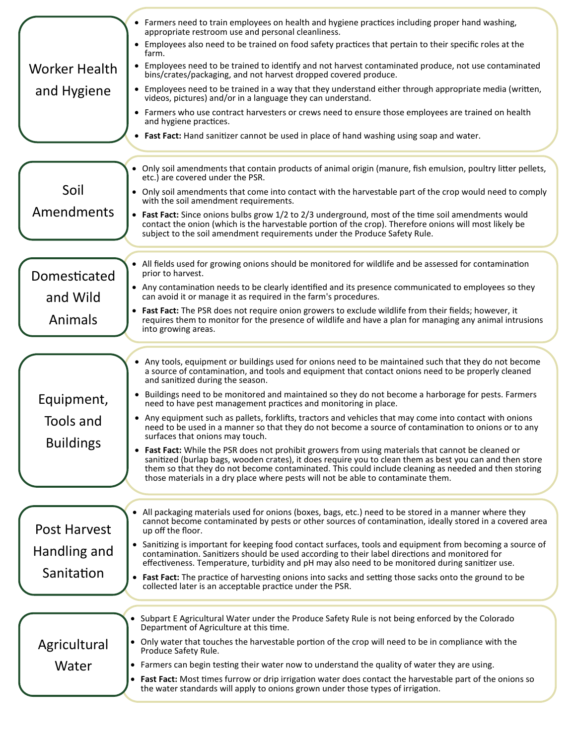## Worker Health and Hygiene

- Farmers need to train employees on health and hygiene practices including proper hand washing, appropriate restroom use and personal cleanliness.
- Employees also need to be trained on food safety practices that pertain to their specific roles at the farm.
- Employees need to be trained to identify and not harvest contaminated produce, not use contaminated bins/crates/packaging, and not harvest dropped covered produce.
- Employees need to be trained in a way that they understand either through appropriate media (written, videos, pictures) and/or in a language they can understand.
- Farmers who use contract harvesters or crews need to ensure those employees are trained on health and hygiene practices.
- **Fast Fact:** Hand sanitizer cannot be used in place of hand washing using soap and water.

## Soil Amendments

- Only soil amendments that contain products of animal origin (manure, fish emulsion, poultry litter pellets, etc.) are covered under the PSR.
- Only soil amendments that come into contact with the harvestable part of the crop would need to comply with the soil amendment requirements.
- **Fast Fact:** Since onions bulbs grow 1/2 to 2/3 underground, most of the time soil amendments would contact the onion (which is the harvestable portion of the crop). Therefore onions will most likely be subject to the soil amendment requirements under the Produce Safety Rule.

## Domesticated and Wild Animals

- All fields used for growing onions should be monitored for wildlife and be assessed for contamination prior to harvest.
- Any contamination needs to be clearly identified and its presence communicated to employees so they can avoid it or manage it as required in the farm's procedures.
- **Fast Fact:** The PSR does not require onion growers to exclude wildlife from their fields; however, it requires them to monitor for the presence of wildlife and have a plan for managing any animal intrusions into growing areas.

## Equipment, Tools and Buildings

- Any tools, equipment or buildings used for onions need to be maintained such that they do not become a source of contamination, and tools and equipment that contact onions need to be properly cleaned and sanitized during the season.
- Buildings need to be monitored and maintained so they do not become a harborage for pests. Farmers need to have pest management practices and monitoring in place.
- Any equipment such as pallets, forklifts, tractors and vehicles that may come into contact with onions need to be used in a manner so that they do not become a source of contamination to onions or to any surfaces that onions may touch.
- **Fast Fact:** While the PSR does not prohibit growers from using materials that cannot be cleaned or sanitized (burlap bags, wooden crates), it does require you to clean them as best you can and then store them so that they do not become contaminated. This could include cleaning as needed and then storing those materials in a dry place where pests will not be able to contaminate them.

## Post Harvest Handling and Sanitation

- All packaging materials used for onions (boxes, bags, etc.) need to be stored in a manner where they cannot become contaminated by pests or other sources of contamination, ideally stored in a covered area up off the floor.
- Sanitizing is important for keeping food contact surfaces, tools and equipment from becoming a source of contamination. Sanitizers should be used according to their label directions and monitored for effectiveness. Temperature, turbidity and pH may also need to be monitored during sanitizer use.
- **Fast Fact:** The practice of harvesting onions into sacks and setting those sacks onto the ground to be collected later is an acceptable practice under the PSR.

## Agricultural Water

- Subpart E Agricultural Water under the Produce Safety Rule is not being enforced by the Colorado Department of Agriculture at this time.
- Only water that touches the harvestable portion of the crop will need to be in compliance with the Produce Safety Rule.
- Farmers can begin testing their water now to understand the quality of water they are using.
- **Fast Fact:** Most times furrow or drip irrigation water does contact the harvestable part of the onions so the water standards will apply to onions grown under those types of irrigation.